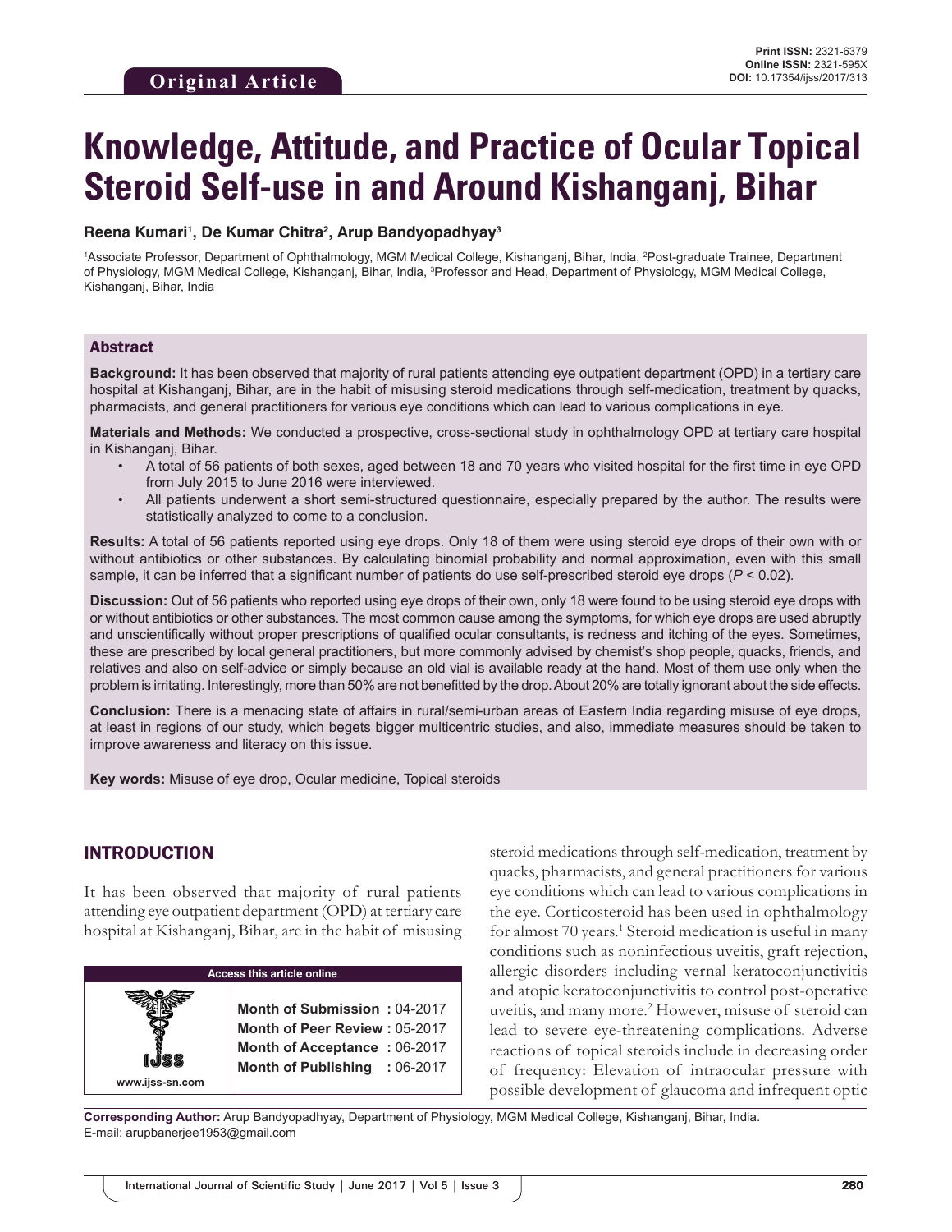**Original Article**

Print ISSN: 2321-6379
Online ISSN: 2321-595X
DOI: 10.17354/ijss/2017/313

# Knowledge, Attitude, and Practice of Ocular Topical Steroid Self-use in and Around Kishanganj, Bihar

**Reena Kumari[1], De Kumar Chitra[2], Arup Bandyopadhyay[3]**

[1]Associate Professor, Department of Ophthalmology, MGM Medical College, Kishanganj, Bihar, India, [2]Post-graduate Trainee, Department of Physiology, MGM Medical College, Kishanganj, Bihar, India, [3]Professor and Head, Department of Physiology, MGM Medical College, Kishanganj, Bihar, India

## Abstract

**Background:** It has been observed that majority of rural patients attending eye outpatient department (OPD) in a tertiary care hospital at Kishanganj, Bihar, are in the habit of misusing steroid medications through self-medication, treatment by quacks, pharmacists, and general practitioners for various eye conditions which can lead to various complications in eye.

**Materials and Methods:** We conducted a prospective, cross-sectional study in ophthalmology OPD at tertiary care hospital in Kishanganj, Bihar.

- A total of 56 patients of both sexes, aged between 18 and 70 years who visited hospital for the first time in eye OPD from July 2015 to June 2016 were interviewed.
- All patients underwent a short semi-structured questionnaire, especially prepared by the author. The results were statistically analyzed to come to a conclusion.

**Results:** A total of 56 patients reported using eye drops. Only 18 of them were using steroid eye drops of their own with or without antibiotics or other substances. By calculating binomial probability and normal approximation, even with this small sample, it can be inferred that a significant number of patients do use self-prescribed steroid eye drops ($P < 0.02$).

**Discussion:** Out of 56 patients who reported using eye drops of their own, only 18 were found to be using steroid eye drops with or without antibiotics or other substances. The most common cause among the symptoms, for which eye drops are used abruptly and unscientifically without proper prescriptions of qualified ocular consultants, is redness and itching of the eyes. Sometimes, these are prescribed by local general practitioners, but more commonly advised by chemist's shop people, quacks, friends, and relatives and also on self-advice or simply because an old vial is available ready at the hand. Most of them use only when the problem is irritating. Interestingly, more than 50% are not benefitted by the drop. About 20% are totally ignorant about the side effects.

**Conclusion:** There is a menacing state of affairs in rural/semi-urban areas of Eastern India regarding misuse of eye drops, at least in regions of our study, which begets bigger multicentric studies, and also, immediate measures should be taken to improve awareness and literacy on this issue.

**Key words:** Misuse of eye drop, Ocular medicine, Topical steroids

## INTRODUCTION

It has been observed that majority of rural patients attending eye outpatient department (OPD) at tertiary care hospital at Kishanganj, Bihar, are in the habit of misusing steroid medications through self-medication, treatment by quacks, pharmacists, and general practitioners for various eye conditions which can lead to various complications in the eye. Corticosteroid has been used in ophthalmology for almost 70 years.[1] Steroid medication is useful in many conditions such as noninfectious uveitis, graft rejection, allergic disorders including vernal keratoconjunctivitis and atopic keratoconjunctivitis to control post-operative uveitis, and many more.[2] However, misuse of steroid can lead to severe eye-threatening complications. Adverse reactions of topical steroids include in decreasing order of frequency: Elevation of intraocular pressure with possible development of glaucoma and infrequent optic

| Access this article online | |
|---|---|
| IJSS www.ijss-sn.com | Month of Submission : 04-2017<br>Month of Peer Review : 05-2017<br>Month of Acceptance : 06-2017<br>Month of Publishing : 06-2017 |

**Corresponding Author:** Arup Bandyopadhyay, Department of Physiology, MGM Medical College, Kishanganj, Bihar, India. E-mail: arupbanerjee1953@gmail.com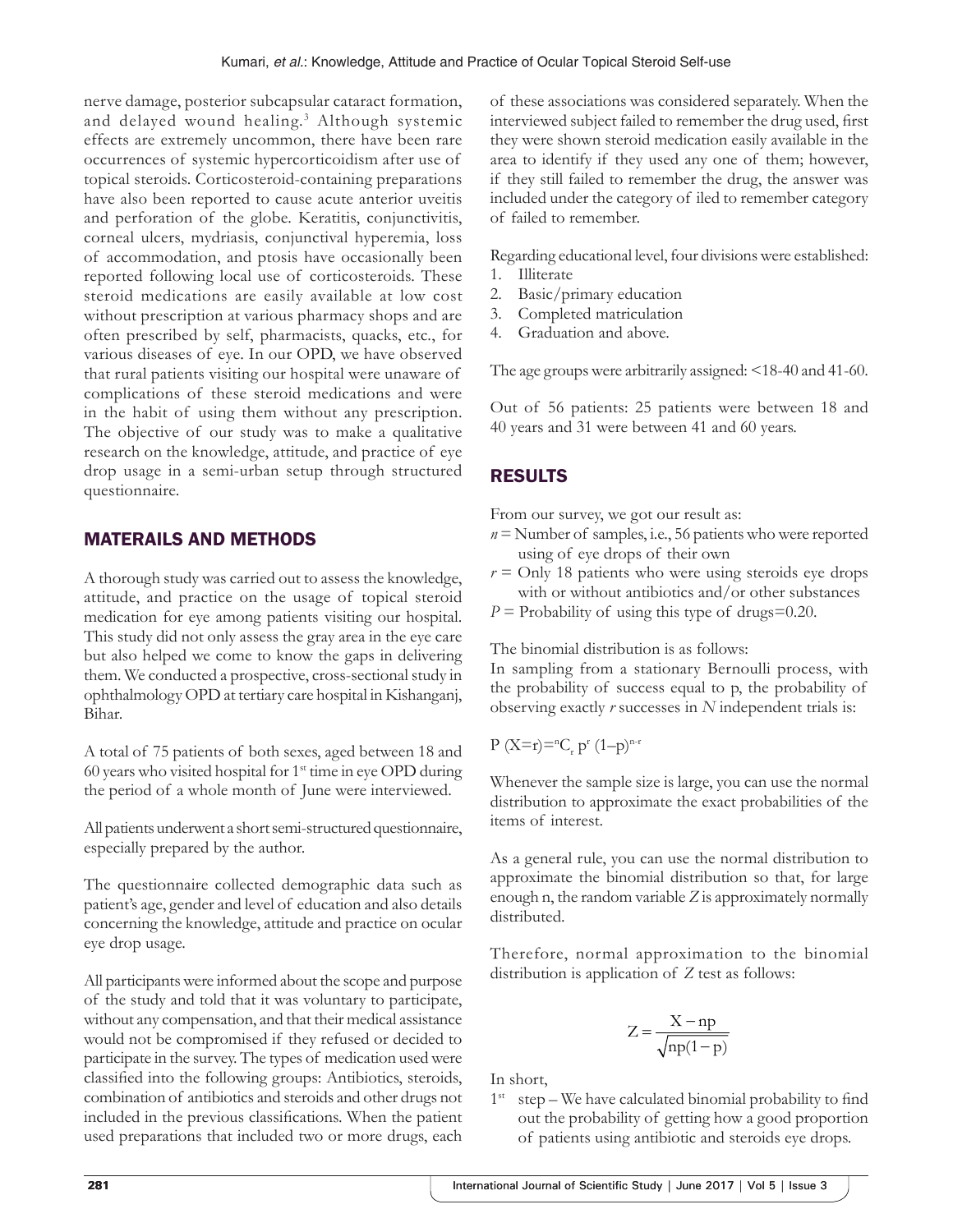nerve damage, posterior subcapsular cataract formation, and delayed wound healing.[3] Although systemic effects are extremely uncommon, there have been rare occurrences of systemic hypercorticoidism after use of topical steroids. Corticosteroid-containing preparations have also been reported to cause acute anterior uveitis and perforation of the globe. Keratitis, conjunctivitis, corneal ulcers, mydriasis, conjunctival hyperemia, loss of accommodation, and ptosis have occasionally been reported following local use of corticosteroids. These steroid medications are easily available at low cost without prescription at various pharmacy shops and are often prescribed by self, pharmacists, quacks, etc., for various diseases of eye. In our OPD, we have observed that rural patients visiting our hospital were unaware of complications of these steroid medications and were in the habit of using them without any prescription. The objective of our study was to make a qualitative research on the knowledge, attitude, and practice of eye drop usage in a semi-urban setup through structured questionnaire.

## MATERAILS AND METHODS

A thorough study was carried out to assess the knowledge, attitude, and practice on the usage of topical steroid medication for eye among patients visiting our hospital. This study did not only assess the gray area in the eye care but also helped we come to know the gaps in delivering them. We conducted a prospective, cross-sectional study in ophthalmology OPD at tertiary care hospital in Kishanganj, Bihar.

A total of 75 patients of both sexes, aged between 18 and 60 years who visited hospital for 1st time in eye OPD during the period of a whole month of June were interviewed.

All patients underwent a short semi-structured questionnaire, especially prepared by the author.

The questionnaire collected demographic data such as patient's age, gender and level of education and also details concerning the knowledge, attitude and practice on ocular eye drop usage.

All participants were informed about the scope and purpose of the study and told that it was voluntary to participate, without any compensation, and that their medical assistance would not be compromised if they refused or decided to participate in the survey. The types of medication used were classified into the following groups: Antibiotics, steroids, combination of antibiotics and steroids and other drugs not included in the previous classifications. When the patient used preparations that included two or more drugs, each of these associations was considered separately. When the interviewed subject failed to remember the drug used, first they were shown steroid medication easily available in the area to identify if they used any one of them; however, if they still failed to remember the drug, the answer was included under the category of iled to remember category of failed to remember.

Regarding educational level, four divisions were established:

1. Illiterate
2. Basic/primary education
3. Completed matriculation
4. Graduation and above.

The age groups were arbitrarily assigned: <18-40 and 41-60.

Out of 56 patients: 25 patients were between 18 and 40 years and 31 were between 41 and 60 years.

## RESULTS

From our survey, we got our result as:

$n$ = Number of samples, i.e., 56 patients who were reported using of eye drops of their own

$r$ = Only 18 patients who were using steroids eye drops with or without antibiotics and/or other substances

$P$ = Probability of using this type of drugs=0.20.

The binomial distribution is as follows:

In sampling from a stationary Bernoulli process, with the probability of success equal to p, the probability of observing exactly $r$ successes in $N$ independent trials is:

$$P(X=r) = {}^{n}C_{r}\, p^{r} (1-p)^{n-r}$$

Whenever the sample size is large, you can use the normal distribution to approximate the exact probabilities of the items of interest.

As a general rule, you can use the normal distribution to approximate the binomial distribution so that, for large enough n, the random variable $Z$ is approximately normally distributed.

Therefore, normal approximation to the binomial distribution is application of $Z$ test as follows:

$$Z = \frac{X - np}{\sqrt{np(1-p)}}$$

In short,

1st step – We have calculated binomial probability to find out the probability of getting how a good proportion of patients using antibiotic and steroids eye drops.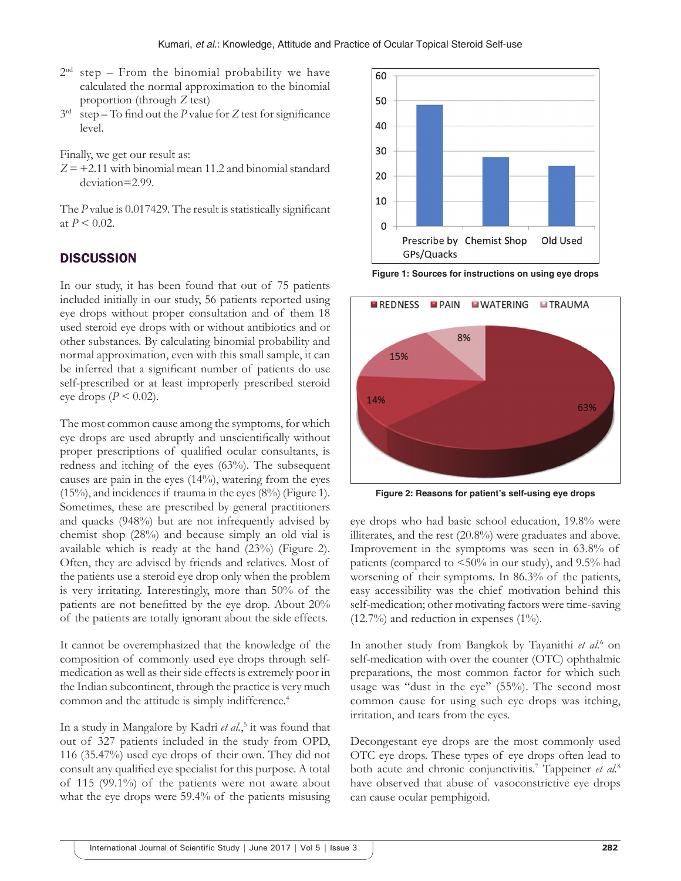2nd step – From the binomial probability we have calculated the normal approximation to the binomial proportion (through $Z$ test)

3rd step – To find out the $P$ value for $Z$ test for significance level.

Finally, we get our result as:

$Z = +2.11$ with binomial mean 11.2 and binomial standard deviation=2.99.

The $P$ value is 0.017429. The result is statistically significant at $P < 0.02$.

## DISCUSSION

In our study, it has been found that out of 75 patients included initially in our study, 56 patients reported using eye drops without proper consultation and of them 18 used steroid eye drops with or without antibiotics and or other substances. By calculating binomial probability and normal approximation, even with this small sample, it can be inferred that a significant number of patients do use self-prescribed or at least improperly prescribed steroid eye drops ($P < 0.02$).

The most common cause among the symptoms, for which eye drops are used abruptly and unscientifically without proper prescriptions of qualified ocular consultants, is redness and itching of the eyes (63%). The subsequent causes are pain in the eyes (14%), watering from the eyes (15%), and incidences if trauma in the eyes (8%) (Figure 1). Sometimes, these are prescribed by general practitioners and quacks (948%) but are not infrequently advised by chemist shop (28%) and because simply an old vial is available which is ready at the hand (23%) (Figure 2). Often, they are advised by friends and relatives. Most of the patients use a steroid eye drop only when the problem is very irritating. Interestingly, more than 50% of the patients are not benefitted by the eye drop. About 20% of the patients are totally ignorant about the side effects.

It cannot be overemphasized that the knowledge of the composition of commonly used eye drops through self-medication as well as their side effects is extremely poor in the Indian subcontinent, through the practice is very much common and the attitude is simply indifference.[4]

In a study in Mangalore by Kadri *et al.*,[5] it was found that out of 327 patients included in the study from OPD, 116 (35.47%) used eye drops of their own. They did not consult any qualified eye specialist for this purpose. A total of 115 (99.1%) of the patients were not aware about what the eye drops were 59.4% of the patients misusing

60
50
40
30
20
10
0
Prescribe by GPs/Quacks
Chemist Shop
Old Used

**Figure 1: Sources for instructions on using eye drops**

REDNESS
PAIN
WATERING
TRAUMA
8%
15%
14%
63%

**Figure 2: Reasons for patient's self-using eye drops**

eye drops who had basic school education, 19.8% were illiterates, and the rest (20.8%) were graduates and above. Improvement in the symptoms was seen in 63.8% of patients (compared to <50% in our study), and 9.5% had worsening of their symptoms. In 86.3% of the patients, easy accessibility was the chief motivation behind this self-medication; other motivating factors were time-saving (12.7%) and reduction in expenses (1%).

In another study from Bangkok by Tayanithi *et al.*[6] on self-medication with over the counter (OTC) ophthalmic preparations, the most common factor for which such usage was "dust in the eye" (55%). The second most common cause for using such eye drops was itching, irritation, and tears from the eyes.

Decongestant eye drops are the most commonly used OTC eye drops. These types of eye drops often lead to both acute and chronic conjunctivitis.[7] Tappeiner *et al.*[8] have observed that abuse of vasoconstrictive eye drops can cause ocular pemphigoid.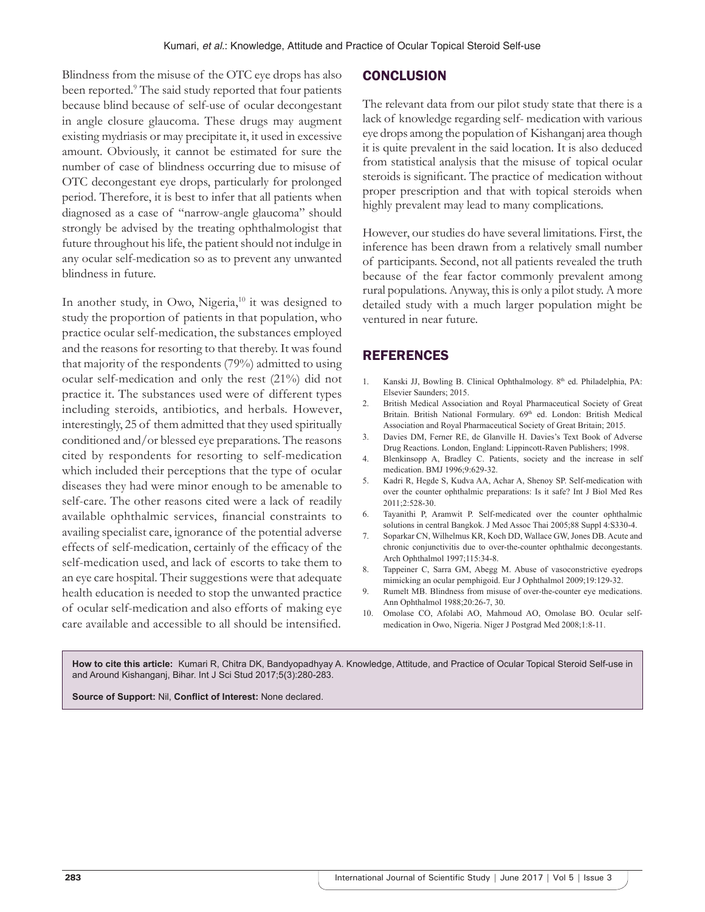Blindness from the misuse of the OTC eye drops has also been reported.[9] The said study reported that four patients became blind because of self-use of ocular decongestant in angle closure glaucoma. These drugs may augment existing mydriasis or may precipitate it, it used in excessive amount. Obviously, it cannot be estimated for sure the number of case of blindness occurring due to misuse of OTC decongestant eye drops, particularly for prolonged period. Therefore, it is best to infer that all patients when diagnosed as a case of "narrow-angle glaucoma" should strongly be advised by the treating ophthalmologist that future throughout his life, the patient should not indulge in any ocular self-medication so as to prevent any unwanted blindness in future.

In another study, in Owo, Nigeria,[10] it was designed to study the proportion of patients in that population, who practice ocular self-medication, the substances employed and the reasons for resorting to that thereby. It was found that majority of the respondents (79%) admitted to using ocular self-medication and only the rest (21%) did not practice it. The substances used were of different types including steroids, antibiotics, and herbals. However, interestingly, 25 of them admitted that they used spiritually conditioned and/or blessed eye preparations. The reasons cited by respondents for resorting to self-medication which included their perceptions that the type of ocular diseases they had were minor enough to be amenable to self-care. The other reasons cited were a lack of readily available ophthalmic services, financial constraints to availing specialist care, ignorance of the potential adverse effects of self-medication, certainly of the efficacy of the self-medication used, and lack of escorts to take them to an eye care hospital. Their suggestions were that adequate health education is needed to stop the unwanted practice of ocular self-medication and also efforts of making eye care available and accessible to all should be intensified.

## CONCLUSION

The relevant data from our pilot study state that there is a lack of knowledge regarding self- medication with various eye drops among the population of Kishanganj area though it is quite prevalent in the said location. It is also deduced from statistical analysis that the misuse of topical ocular steroids is significant. The practice of medication without proper prescription and that with topical steroids when highly prevalent may lead to many complications.

However, our studies do have several limitations. First, the inference has been drawn from a relatively small number of participants. Second, not all patients revealed the truth because of the fear factor commonly prevalent among rural populations. Anyway, this is only a pilot study. A more detailed study with a much larger population might be ventured in near future.

## REFERENCES

1. Kanski JJ, Bowling B. Clinical Ophthalmology. 8th ed. Philadelphia, PA: Elsevier Saunders; 2015.
2. British Medical Association and Royal Pharmaceutical Society of Great Britain. British National Formulary. 69th ed. London: British Medical Association and Royal Pharmaceutical Society of Great Britain; 2015.
3. Davies DM, Ferner RE, de Glanville H. Davies's Text Book of Adverse Drug Reactions. London, England: Lippincott-Raven Publishers; 1998.
4. Blenkinsopp A, Bradley C. Patients, society and the increase in self medication. BMJ 1996;9:629-32.
5. Kadri R, Hegde S, Kudva AA, Achar A, Shenoy SP. Self-medication with over the counter ophthalmic preparations: Is it safe? Int J Biol Med Res 2011;2:528-30.
6. Tayanithi P, Aramwit P. Self-medicated over the counter ophthalmic solutions in central Bangkok. J Med Assoc Thai 2005;88 Suppl 4:S330-4.
7. Soparkar CN, Wilhelmus KR, Koch DD, Wallace GW, Jones DB. Acute and chronic conjunctivitis due to over-the-counter ophthalmic decongestants. Arch Ophthalmol 1997;115:34-8.
8. Tappeiner C, Sarra GM, Abegg M. Abuse of vasoconstrictive eyedrops mimicking an ocular pemphigoid. Eur J Ophthalmol 2009;19:129-32.
9. Rumelt MB. Blindness from misuse of over-the-counter eye medications. Ann Ophthalmol 1988;20:26-7, 30.
10. Omolase CO, Afolabi AO, Mahmoud AO, Omolase BO. Ocular self-medication in Owo, Nigeria. Niger J Postgrad Med 2008;1:8-11.

**How to cite this article:** Kumari R, Chitra DK, Bandyopadhyay A. Knowledge, Attitude, and Practice of Ocular Topical Steroid Self-use in and Around Kishanganj, Bihar. Int J Sci Stud 2017;5(3):280-283.

**Source of Support:** Nil, **Conflict of Interest:** None declared.